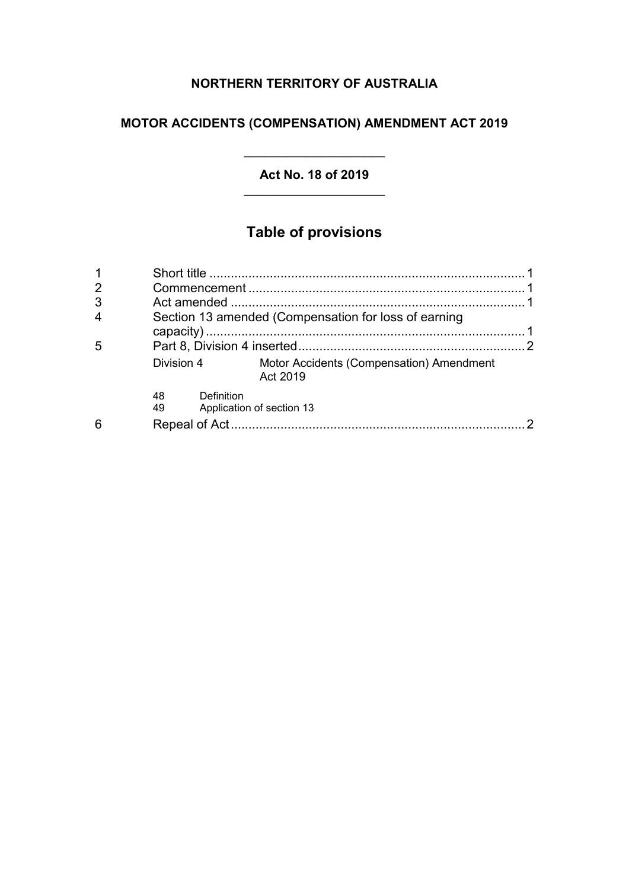**NORTHERN TERRITORY OF AUSTRALIA**

**MOTOR ACCIDENTS (COMPENSATION) AMENDMENT ACT 2019**

**Act No. 18 of 2019**

## Table of provisions

| | | |
|---|---|---|
| 1 | Short title | 1 |
| 2 | Commencement | 1 |
| 3 | Act amended | 1 |
| 4 | Section 13 amended (Compensation for loss of earning capacity) | 1 |
| 5 | Part 8, Division 4 inserted | 2 |
| | Division 4 Motor Accidents (Compensation) Amendment Act 2019 | |
| | 48 Definition | |
| | 49 Application of section 13 | |
| 6 | Repeal of Act | 2 |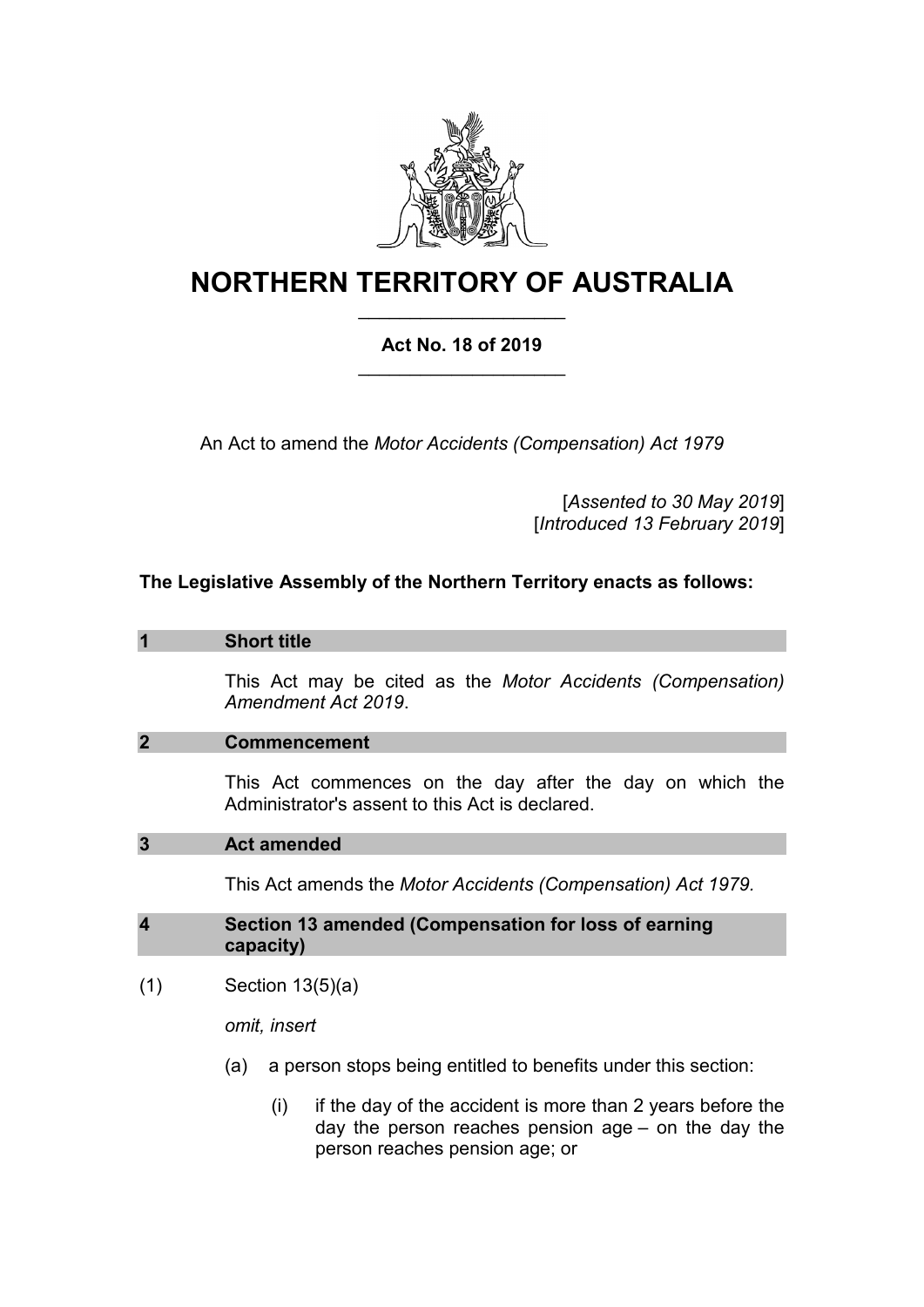# NORTHERN TERRITORY OF AUSTRALIA

**Act No. 18 of 2019**

An Act to amend the *Motor Accidents (Compensation) Act 1979*

[*Assented to 30 May 2019*]
[*Introduced 13 February 2019*]

**The Legislative Assembly of the Northern Territory enacts as follows:**

## 1 Short title

This Act may be cited as the *Motor Accidents (Compensation) Amendment Act 2019*.

## 2 Commencement

This Act commences on the day after the day on which the Administrator's assent to this Act is declared.

## 3 Act amended

This Act amends the *Motor Accidents (Compensation) Act 1979.*

## 4 Section 13 amended (Compensation for loss of earning capacity)

(1) Section 13(5)(a)

*omit, insert*

(a) a person stops being entitled to benefits under this section:

(i) if the day of the accident is more than 2 years before the day the person reaches pension age – on the day the person reaches pension age; or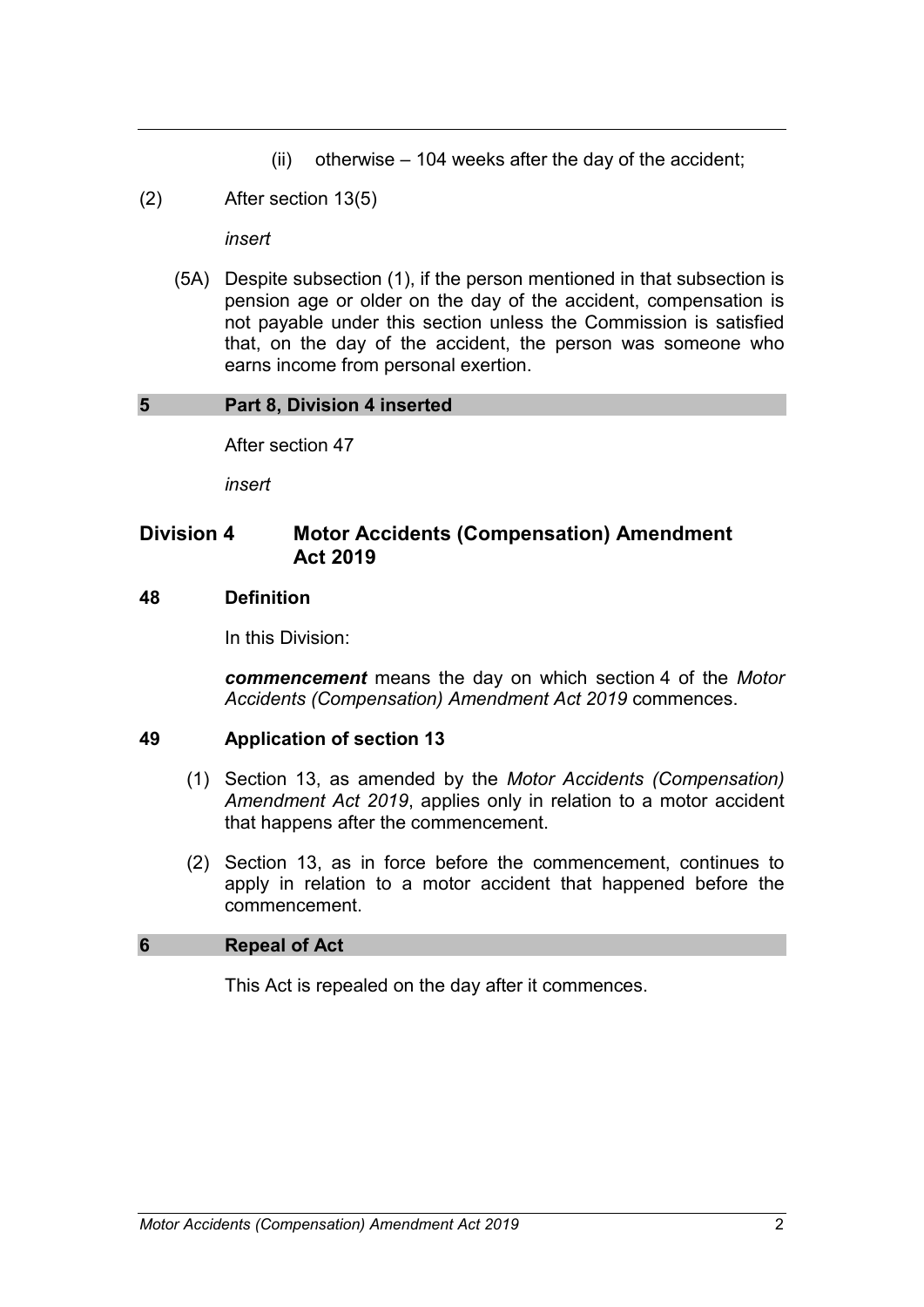(ii) otherwise – 104 weeks after the day of the accident;

(2) After section 13(5)

*insert*

(5A) Despite subsection (1), if the person mentioned in that subsection is pension age or older on the day of the accident, compensation is not payable under this section unless the Commission is satisfied that, on the day of the accident, the person was someone who earns income from personal exertion.

## 5 Part 8, Division 4 inserted

After section 47

*insert*

### Division 4 Motor Accidents (Compensation) Amendment Act 2019

#### 48 Definition

In this Division:

***commencement*** means the day on which section 4 of the *Motor Accidents (Compensation) Amendment Act 2019* commences.

#### 49 Application of section 13

(1) Section 13, as amended by the *Motor Accidents (Compensation) Amendment Act 2019*, applies only in relation to a motor accident that happens after the commencement.

(2) Section 13, as in force before the commencement, continues to apply in relation to a motor accident that happened before the commencement.

## 6 Repeal of Act

This Act is repealed on the day after it commences.